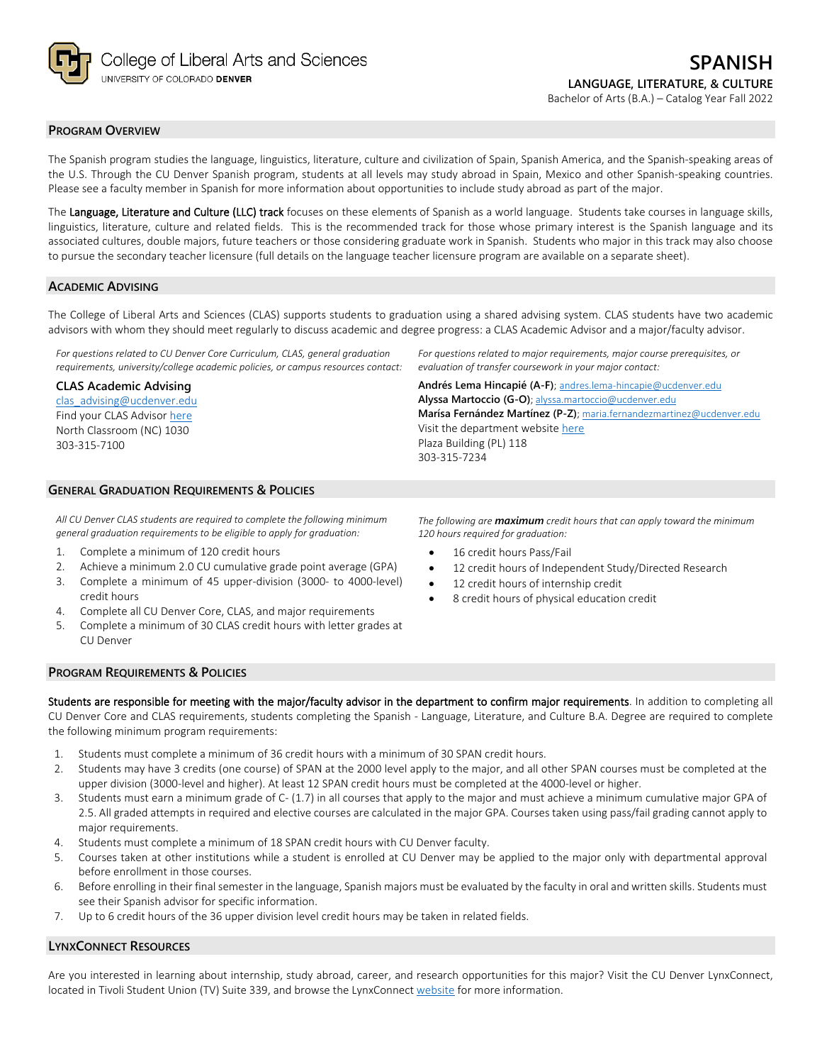College of Liberal Arts and Sciences
UNIVERSITY OF COLORADO DENVER

# SPANISH

**LANGUAGE, LITERATURE, & CULTURE**

Bachelor of Arts (B.A.) – Catalog Year Fall 2022

## PROGRAM OVERVIEW

The Spanish program studies the language, linguistics, literature, culture and civilization of Spain, Spanish America, and the Spanish-speaking areas of the U.S. Through the CU Denver Spanish program, students at all levels may study abroad in Spain, Mexico and other Spanish-speaking countries. Please see a faculty member in Spanish for more information about opportunities to include study abroad as part of the major.

The **Language, Literature and Culture (LLC) track** focuses on these elements of Spanish as a world language. Students take courses in language skills, linguistics, literature, culture and related fields. This is the recommended track for those whose primary interest is the Spanish language and its associated cultures, double majors, future teachers or those considering graduate work in Spanish. Students who major in this track may also choose to pursue the secondary teacher licensure (full details on the language teacher licensure program are available on a separate sheet).

## ACADEMIC ADVISING

The College of Liberal Arts and Sciences (CLAS) supports students to graduation using a shared advising system. CLAS students have two academic advisors with whom they should meet regularly to discuss academic and degree progress: a CLAS Academic Advisor and a major/faculty advisor.

*For questions related to CU Denver Core Curriculum, CLAS, general graduation requirements, university/college academic policies, or campus resources contact:*

**CLAS Academic Advising**
clas_advising@ucdenver.edu
Find your CLAS Advisor here
North Classroom (NC) 1030
303-315-7100

*For questions related to major requirements, major course prerequisites, or evaluation of transfer coursework in your major contact:*

**Andrés Lema Hincapié (A-F)**; andres.lema-hincapie@ucdenver.edu
**Alyssa Martoccio (G-O)**; alyssa.martoccio@ucdenver.edu
**Marísa Fernández Martínez (P-Z)**; maria.fernandezmartinez@ucdenver.edu
Visit the department website here
Plaza Building (PL) 118
303-315-7234

## GENERAL GRADUATION REQUIREMENTS & POLICIES

*All CU Denver CLAS students are required to complete the following minimum general graduation requirements to be eligible to apply for graduation:*

1. Complete a minimum of 120 credit hours
2. Achieve a minimum 2.0 CU cumulative grade point average (GPA)
3. Complete a minimum of 45 upper-division (3000- to 4000-level) credit hours
4. Complete all CU Denver Core, CLAS, and major requirements
5. Complete a minimum of 30 CLAS credit hours with letter grades at CU Denver

*The following are **maximum** credit hours that can apply toward the minimum 120 hours required for graduation:*

- 16 credit hours Pass/Fail
- 12 credit hours of Independent Study/Directed Research
- 12 credit hours of internship credit
- 8 credit hours of physical education credit

## PROGRAM REQUIREMENTS & POLICIES

**Students are responsible for meeting with the major/faculty advisor in the department to confirm major requirements**. In addition to completing all CU Denver Core and CLAS requirements, students completing the Spanish - Language, Literature, and Culture B.A. Degree are required to complete the following minimum program requirements:

1. Students must complete a minimum of 36 credit hours with a minimum of 30 SPAN credit hours.
2. Students may have 3 credits (one course) of SPAN at the 2000 level apply to the major, and all other SPAN courses must be completed at the upper division (3000-level and higher). At least 12 SPAN credit hours must be completed at the 4000-level or higher.
3. Students must earn a minimum grade of C- (1.7) in all courses that apply to the major and must achieve a minimum cumulative major GPA of 2.5. All graded attempts in required and elective courses are calculated in the major GPA. Courses taken using pass/fail grading cannot apply to major requirements.
4. Students must complete a minimum of 18 SPAN credit hours with CU Denver faculty.
5. Courses taken at other institutions while a student is enrolled at CU Denver may be applied to the major only with departmental approval before enrollment in those courses.
6. Before enrolling in their final semester in the language, Spanish majors must be evaluated by the faculty in oral and written skills. Students must see their Spanish advisor for specific information.
7. Up to 6 credit hours of the 36 upper division level credit hours may be taken in related fields.

## LYNXCONNECT RESOURCES

Are you interested in learning about internship, study abroad, career, and research opportunities for this major? Visit the CU Denver LynxConnect, located in Tivoli Student Union (TV) Suite 339, and browse the LynxConnect website for more information.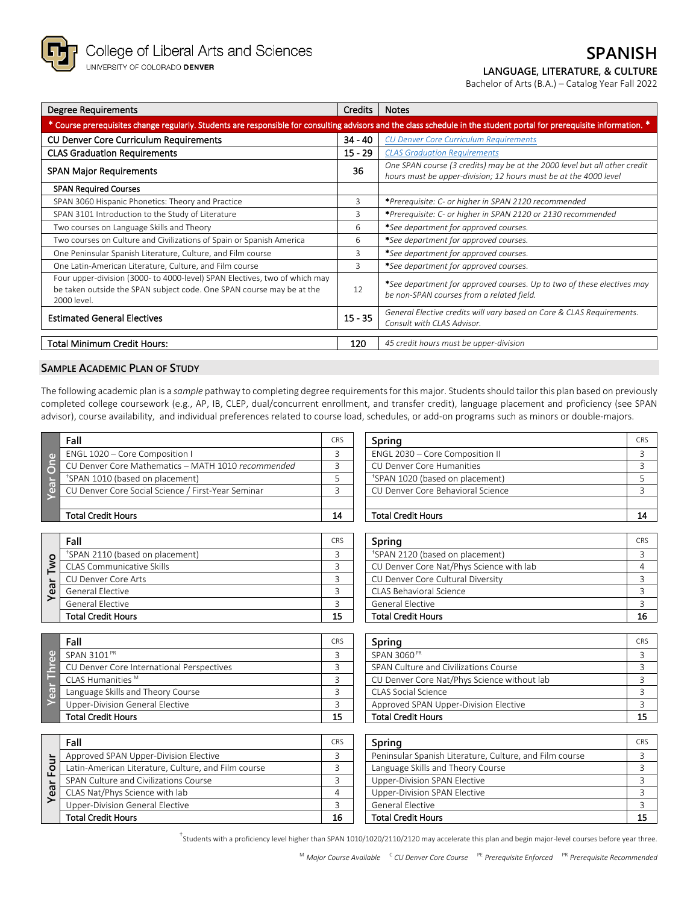College of Liberal Arts and Sciences
UNIVERSITY OF COLORADO DENVER

# SPANISH

## LANGUAGE, LITERATURE, & CULTURE

Bachelor of Arts (B.A.) – Catalog Year Fall 2022

| Degree Requirements | Credits | Notes |
|---|---|---|
| * Course prerequisites change regularly. Students are responsible for consulting advisors and the class schedule in the student portal for prerequisite information. * | | |
| **CU Denver Core Curriculum Requirements** | 34 - 40 | *CU Denver Core Curriculum Requirements* |
| **CLAS Graduation Requirements** | 15 - 29 | *CLAS Graduation Requirements* |
| **SPAN Major Requirements** | 36 | *One SPAN course (3 credits) may be at the 2000 level but all other credit hours must be upper-division; 12 hours must be at the 4000 level* |
| **SPAN Required Courses** | | |
| SPAN 3060 Hispanic Phonetics: Theory and Practice | 3 | **\****Prerequisite: C- or higher in SPAN 2120 recommended* |
| SPAN 3101 Introduction to the Study of Literature | 3 | **\****Prerequisite: C- or higher in SPAN 2120 or 2130 recommended* |
| Two courses on Language Skills and Theory | 6 | **\****See department for approved courses.* |
| Two courses on Culture and Civilizations of Spain or Spanish America | 6 | **\****See department for approved courses.* |
| One Peninsular Spanish Literature, Culture, and Film course | 3 | **\****See department for approved courses.* |
| One Latin-American Literature, Culture, and Film course | 3 | **\****See department for approved courses.* |
| Four upper-division (3000- to 4000-level) SPAN Electives, two of which may be taken outside the SPAN subject code. One SPAN course may be at the 2000 level. | 12 | **\****See department for approved courses. Up to two of these electives may be non-SPAN courses from a related field.* |
| **Estimated General Electives** | 15 - 35 | *General Elective credits will vary based on Core & CLAS Requirements. Consult with CLAS Advisor.* |
| **Total Minimum Credit Hours:** | 120 | *45 credit hours must be upper-division* |

## SAMPLE ACADEMIC PLAN OF STUDY

The following academic plan is a *sample* pathway to completing degree requirements for this major. Students should tailor this plan based on previously completed college coursework (e.g., AP, IB, CLEP, dual/concurrent enrollment, and transfer credit), language placement and proficiency (see SPAN advisor), course availability, and individual preferences related to course load, schedules, or add-on programs such as minors or double-majors.

### Year One

| Fall | CRS | Spring | CRS |
|---|---|---|---|
| ENGL 1020 – Core Composition I | 3 | ENGL 2030 – Core Composition II | 3 |
| CU Denver Core Mathematics – MATH 1010 *recommended* | 3 | CU Denver Core Humanities | 3 |
| †SPAN 1010 (based on placement) | 5 | †SPAN 1020 (based on placement) | 5 |
| CU Denver Core Social Science / First-Year Seminar | 3 | CU Denver Core Behavioral Science | 3 |
| **Total Credit Hours** | **14** | **Total Credit Hours** | **14** |

### Year Two

| Fall | CRS | Spring | CRS |
|---|---|---|---|
| †SPAN 2110 (based on placement) | 3 | †SPAN 2120 (based on placement) | 3 |
| CLAS Communicative Skills | 3 | CU Denver Core Nat/Phys Science with lab | 4 |
| CU Denver Core Arts | 3 | CU Denver Core Cultural Diversity | 3 |
| General Elective | 3 | CLAS Behavioral Science | 3 |
| General Elective | 3 | General Elective | 3 |
| **Total Credit Hours** | **15** | **Total Credit Hours** | **16** |

### Year Three

| Fall | CRS | Spring | CRS |
|---|---|---|---|
| SPAN 3101 [PR] | 3 | SPAN 3060 [PR] | 3 |
| CU Denver Core International Perspectives | 3 | SPAN Culture and Civilizations Course | 3 |
| CLAS Humanities [M] | 3 | CU Denver Core Nat/Phys Science without lab | 3 |
| Language Skills and Theory Course | 3 | CLAS Social Science | 3 |
| Upper-Division General Elective | 3 | Approved SPAN Upper-Division Elective | 3 |
| **Total Credit Hours** | **15** | **Total Credit Hours** | **15** |

### Year Four

| Fall | CRS | Spring | CRS |
|---|---|---|---|
| Approved SPAN Upper-Division Elective | 3 | Peninsular Spanish Literature, Culture, and Film course | 3 |
| Latin-American Literature, Culture, and Film course | 3 | Language Skills and Theory Course | 3 |
| SPAN Culture and Civilizations Course | 3 | Upper-Division SPAN Elective | 3 |
| CLAS Nat/Phys Science with lab | 4 | Upper-Division SPAN Elective | 3 |
| Upper-Division General Elective | 3 | General Elective | 3 |
| **Total Credit Hours** | **16** | **Total Credit Hours** | **15** |

† Students with a proficiency level higher than SPAN 1010/1020/2110/2120 may accelerate this plan and begin major-level courses before year three.

[M] *Major Course Available* [C] *CU Denver Core Course* [PE] *Prerequisite Enforced* [PR] *Prerequisite Recommended*